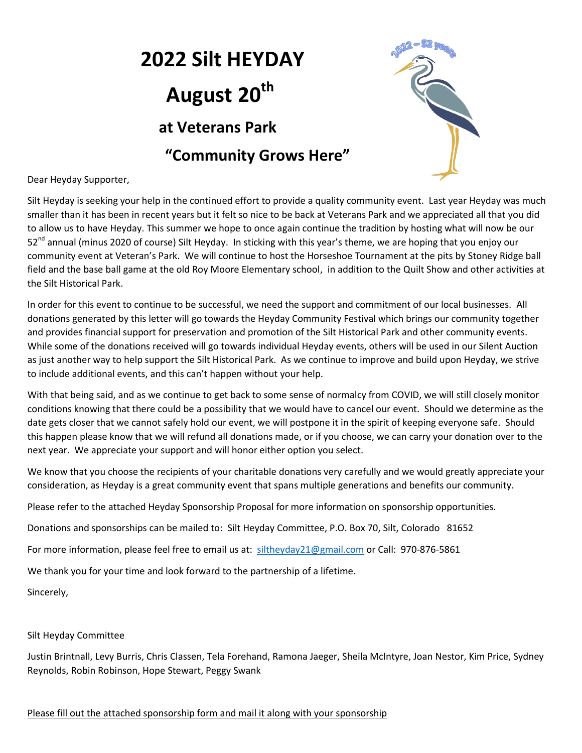# 2022 Silt HEYDAY

# August 20th

## at Veterans Park

## "Community Grows Here"

Dear Heyday Supporter,

Silt Heyday is seeking your help in the continued effort to provide a quality community event. Last year Heyday was much smaller than it has been in recent years but it felt so nice to be back at Veterans Park and we appreciated all that you did to allow us to have Heyday. This summer we hope to once again continue the tradition by hosting what will now be our 52nd annual (minus 2020 of course) Silt Heyday. In sticking with this year's theme, we are hoping that you enjoy our community event at Veteran's Park. We will continue to host the Horseshoe Tournament at the pits by Stoney Ridge ball field and the base ball game at the old Roy Moore Elementary school, in addition to the Quilt Show and other activities at the Silt Historical Park.

In order for this event to continue to be successful, we need the support and commitment of our local businesses. All donations generated by this letter will go towards the Heyday Community Festival which brings our community together and provides financial support for preservation and promotion of the Silt Historical Park and other community events. While some of the donations received will go towards individual Heyday events, others will be used in our Silent Auction as just another way to help support the Silt Historical Park. As we continue to improve and build upon Heyday, we strive to include additional events, and this can't happen without your help.

With that being said, and as we continue to get back to some sense of normalcy from COVID, we will still closely monitor conditions knowing that there could be a possibility that we would have to cancel our event. Should we determine as the date gets closer that we cannot safely hold our event, we will postpone it in the spirit of keeping everyone safe. Should this happen please know that we will refund all donations made, or if you choose, we can carry your donation over to the next year. We appreciate your support and will honor either option you select.

We know that you choose the recipients of your charitable donations very carefully and we would greatly appreciate your consideration, as Heyday is a great community event that spans multiple generations and benefits our community.

Please refer to the attached Heyday Sponsorship Proposal for more information on sponsorship opportunities.

Donations and sponsorships can be mailed to: Silt Heyday Committee, P.O. Box 70, Silt, Colorado 81652

For more information, please feel free to email us at: siltheyday21@gmail.com or Call: 970-876-5861

We thank you for your time and look forward to the partnership of a lifetime.

Sincerely,

Silt Heyday Committee

Justin Brintnall, Levy Burris, Chris Classen, Tela Forehand, Ramona Jaeger, Sheila McIntyre, Joan Nestor, Kim Price, Sydney Reynolds, Robin Robinson, Hope Stewart, Peggy Swank

Please fill out the attached sponsorship form and mail it along with your sponsorship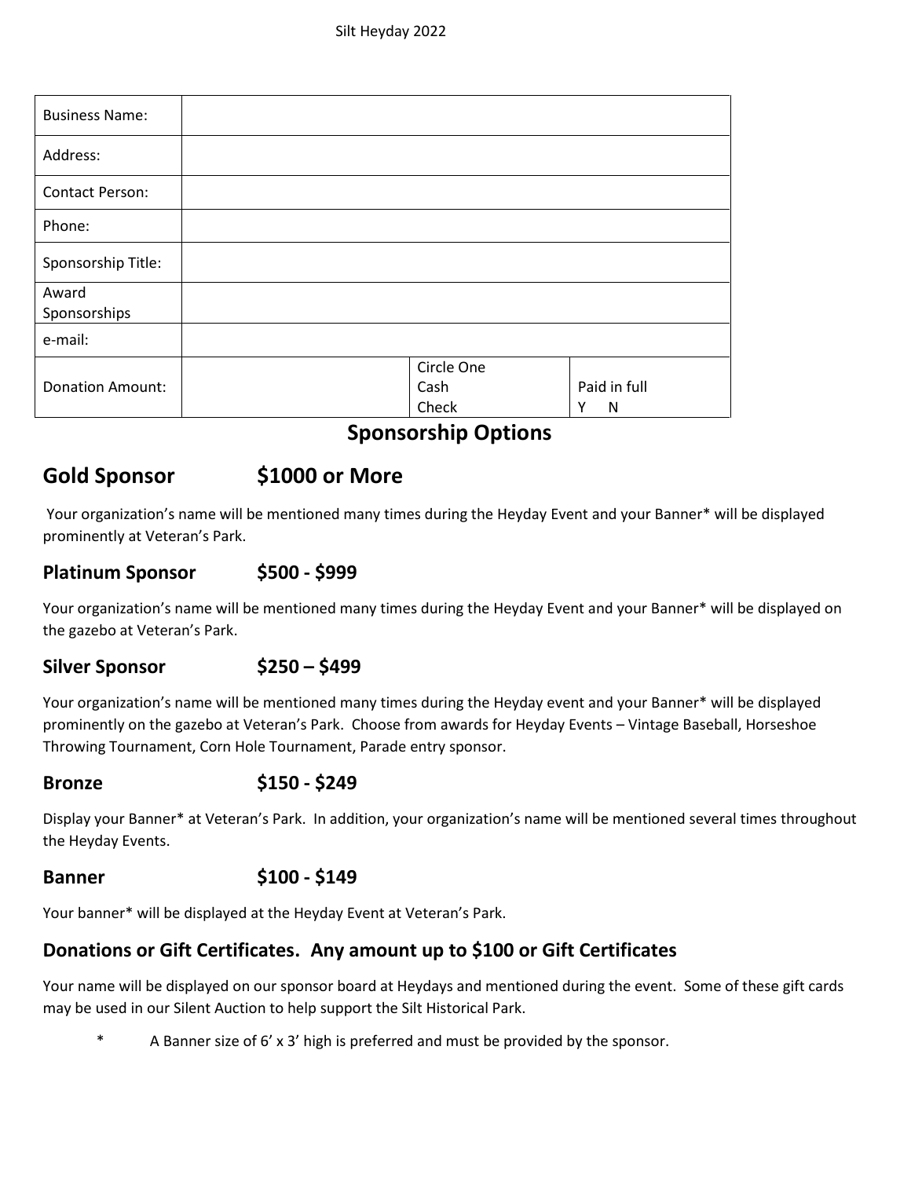Silt Heyday 2022

| | | | |
|---|---|---|---|
| Business Name: | | | |
| Address: | | | |
| Contact Person: | | | |
| Phone: | | | |
| Sponsorship Title: | | | |
| Award Sponsorships | | | |
| e-mail: | | | |
| Donation Amount: | | Circle One<br>Cash<br>Check | Paid in full<br>Y N |

## Sponsorship Options

## Gold Sponsor $1000 or More

Your organization's name will be mentioned many times during the Heyday Event and your Banner* will be displayed prominently at Veteran's Park.

### Platinum Sponsor $500 - $999

Your organization's name will be mentioned many times during the Heyday Event and your Banner* will be displayed on the gazebo at Veteran's Park.

### Silver Sponsor $250 – $499

Your organization's name will be mentioned many times during the Heyday event and your Banner* will be displayed prominently on the gazebo at Veteran's Park. Choose from awards for Heyday Events – Vintage Baseball, Horseshoe Throwing Tournament, Corn Hole Tournament, Parade entry sponsor.

### Bronze $150 - $249

Display your Banner* at Veteran's Park. In addition, your organization's name will be mentioned several times throughout the Heyday Events.

### Banner $100 - $149

Your banner* will be displayed at the Heyday Event at Veteran's Park.

### Donations or Gift Certificates. Any amount up to $100 or Gift Certificates

Your name will be displayed on our sponsor board at Heydays and mentioned during the event. Some of these gift cards may be used in our Silent Auction to help support the Silt Historical Park.

\* A Banner size of 6' x 3' high is preferred and must be provided by the sponsor.